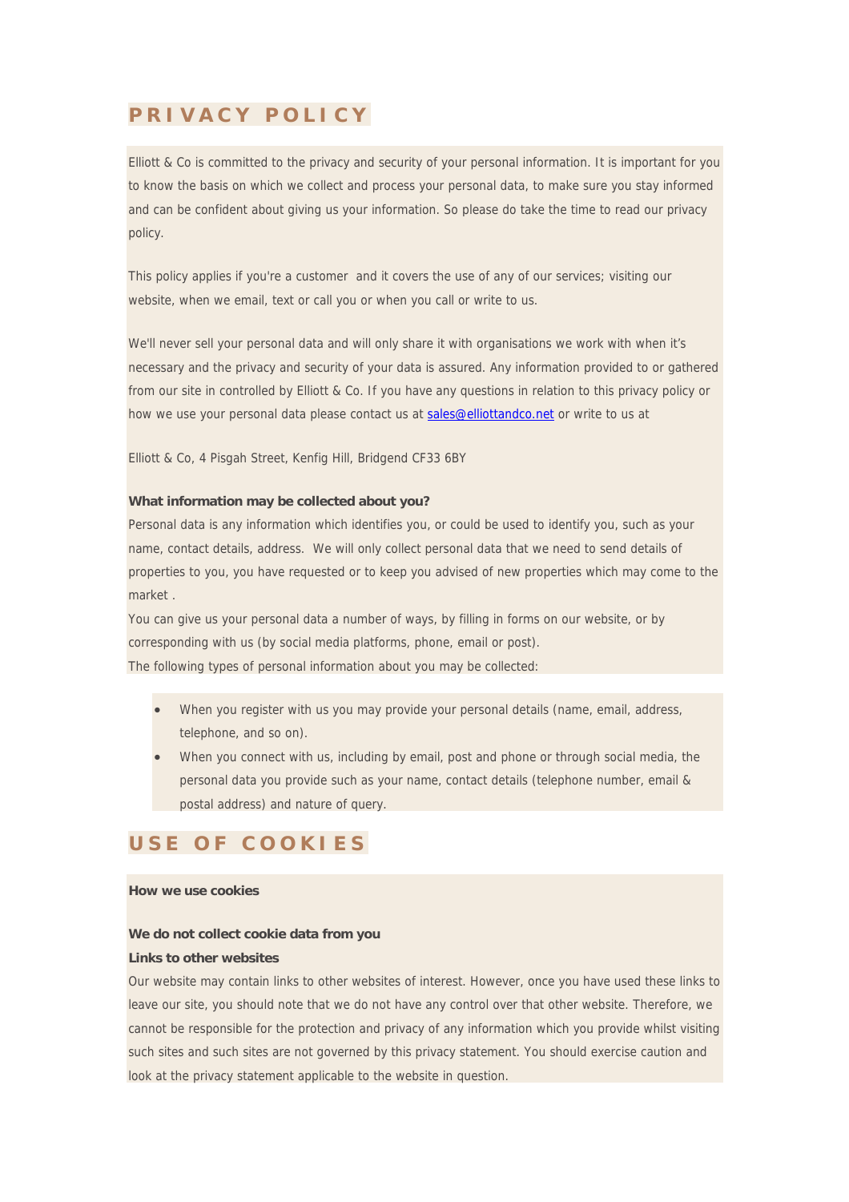# PRIVACY POLICY

Elliott & Co is committed to the privacy and security of your personal information. It is important for you to know the basis on which we collect and process your personal data, to make sure you stay informed and can be confident about giving us your information. So please do take the time to read our privacy policy.

This policy applies if you're a customer and it covers the use of any of our services; visiting our website, when we email, text or call you or when you call or write to us.

We'll never sell your personal data and will only share it with organisations we work with when it's necessary and the privacy and security of your data is assured. Any information provided to or gathered from our site in controlled by Elliott & Co. If you have any questions in relation to this privacy policy or how we use your personal data please contact us at sales@elliottandco.net or write to us at

Elliott & Co, 4 Pisgah Street, Kenfig Hill, Bridgend CF33 6BY

**What information may be collected about you?**

Personal data is any information which identifies you, or could be used to identify you, such as your name, contact details, address. We will only collect personal data that we need to send details of properties to you, you have requested or to keep you advised of new properties which may come to the market .

You can give us your personal data a number of ways, by filling in forms on our website, or by corresponding with us (by social media platforms, phone, email or post).

The following types of personal information about you may be collected:

- When you register with us you may provide your personal details (name, email, address, telephone, and so on).
- When you connect with us, including by email, post and phone or through social media, the personal data you provide such as your name, contact details (telephone number, email & postal address) and nature of query.

# USE OF COOKIES

**How we use cookies**

**We do not collect cookie data from you**

**Links to other websites**

Our website may contain links to other websites of interest. However, once you have used these links to leave our site, you should note that we do not have any control over that other website. Therefore, we cannot be responsible for the protection and privacy of any information which you provide whilst visiting such sites and such sites are not governed by this privacy statement. You should exercise caution and look at the privacy statement applicable to the website in question.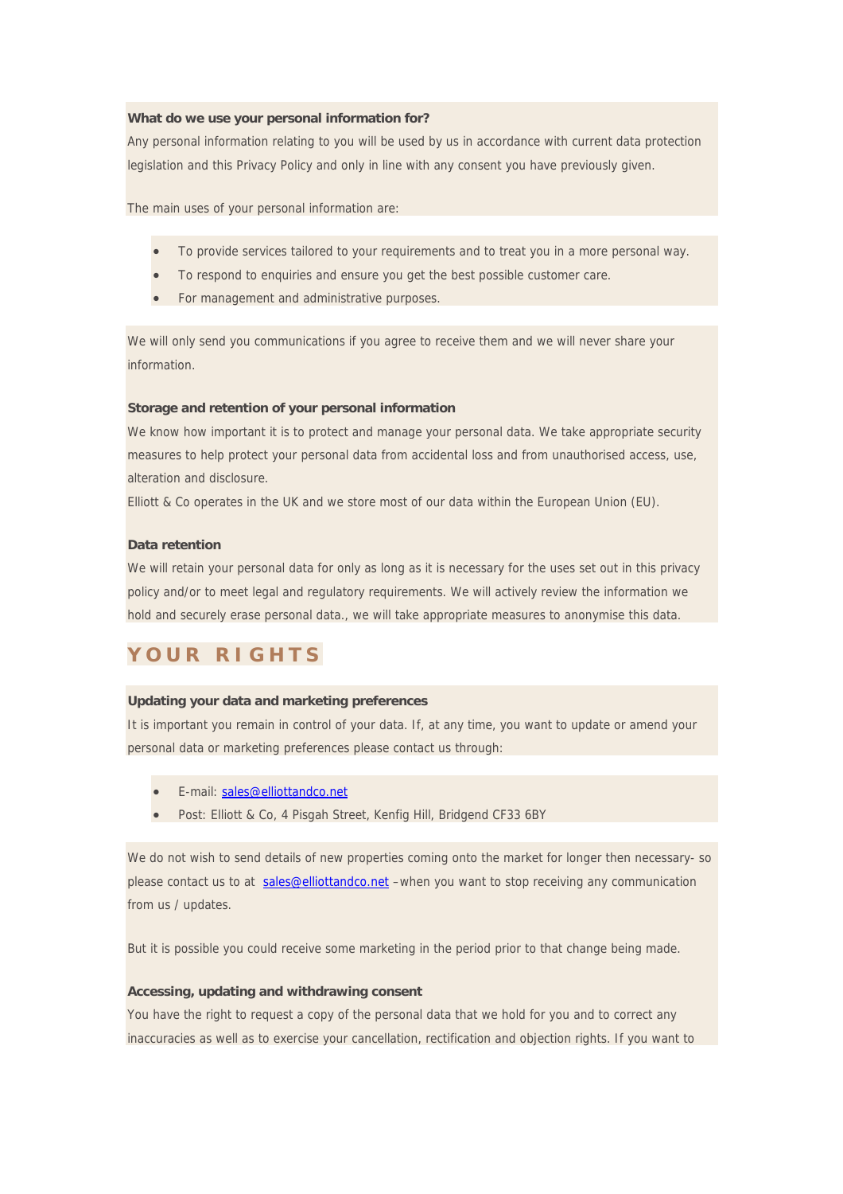**What do we use your personal information for?**

Any personal information relating to you will be used by us in accordance with current data protection legislation and this Privacy Policy and only in line with any consent you have previously given.

The main uses of your personal information are:

- To provide services tailored to your requirements and to treat you in a more personal way.
- To respond to enquiries and ensure you get the best possible customer care.
- For management and administrative purposes.

We will only send you communications if you agree to receive them and we will never share your information.

**Storage and retention of your personal information**

We know how important it is to protect and manage your personal data. We take appropriate security measures to help protect your personal data from accidental loss and from unauthorised access, use, alteration and disclosure.

Elliott & Co operates in the UK and we store most of our data within the European Union (EU).

**Data retention**

We will retain your personal data for only as long as it is necessary for the uses set out in this privacy policy and/or to meet legal and regulatory requirements. We will actively review the information we hold and securely erase personal data., we will take appropriate measures to anonymise this data.

## YOUR RIGHTS

**Updating your data and marketing preferences**

It is important you remain in control of your data. If, at any time, you want to update or amend your personal data or marketing preferences please contact us through:

- E-mail: sales@elliottandco.net
- Post: Elliott & Co, 4 Pisgah Street, Kenfig Hill, Bridgend CF33 6BY

We do not wish to send details of new properties coming onto the market for longer then necessary- so please contact us to at sales@elliottandco.net –when you want to stop receiving any communication from us / updates.

But it is possible you could receive some marketing in the period prior to that change being made.

**Accessing, updating and withdrawing consent**

You have the right to request a copy of the personal data that we hold for you and to correct any inaccuracies as well as to exercise your cancellation, rectification and objection rights. If you want to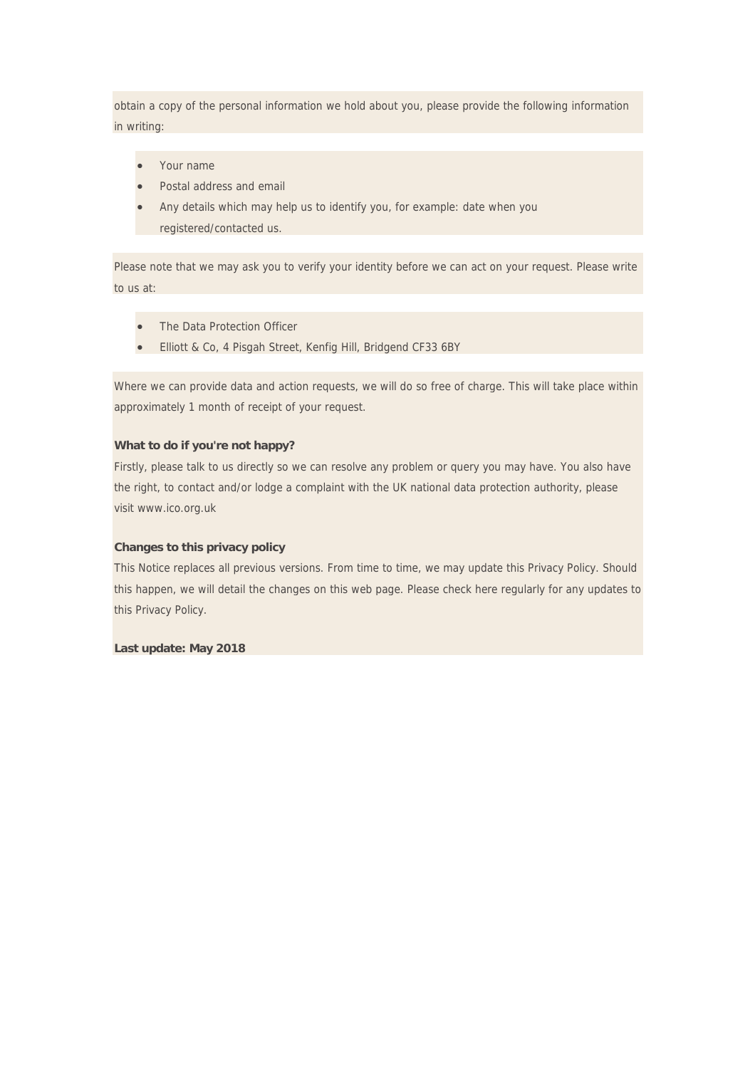obtain a copy of the personal information we hold about you, please provide the following information in writing:

- Your name
- Postal address and email
- Any details which may help us to identify you, for example: date when you registered/contacted us.

Please note that we may ask you to verify your identity before we can act on your request. Please write to us at:

- The Data Protection Officer
- Elliott & Co, 4 Pisgah Street, Kenfig Hill, Bridgend CF33 6BY

Where we can provide data and action requests, we will do so free of charge. This will take place within approximately 1 month of receipt of your request.

**What to do if you're not happy?**

Firstly, please talk to us directly so we can resolve any problem or query you may have. You also have the right, to contact and/or lodge a complaint with the UK national data protection authority, please visit www.ico.org.uk

**Changes to this privacy policy**

This Notice replaces all previous versions. From time to time, we may update this Privacy Policy. Should this happen, we will detail the changes on this web page. Please check here regularly for any updates to this Privacy Policy.

**Last update: May 2018**